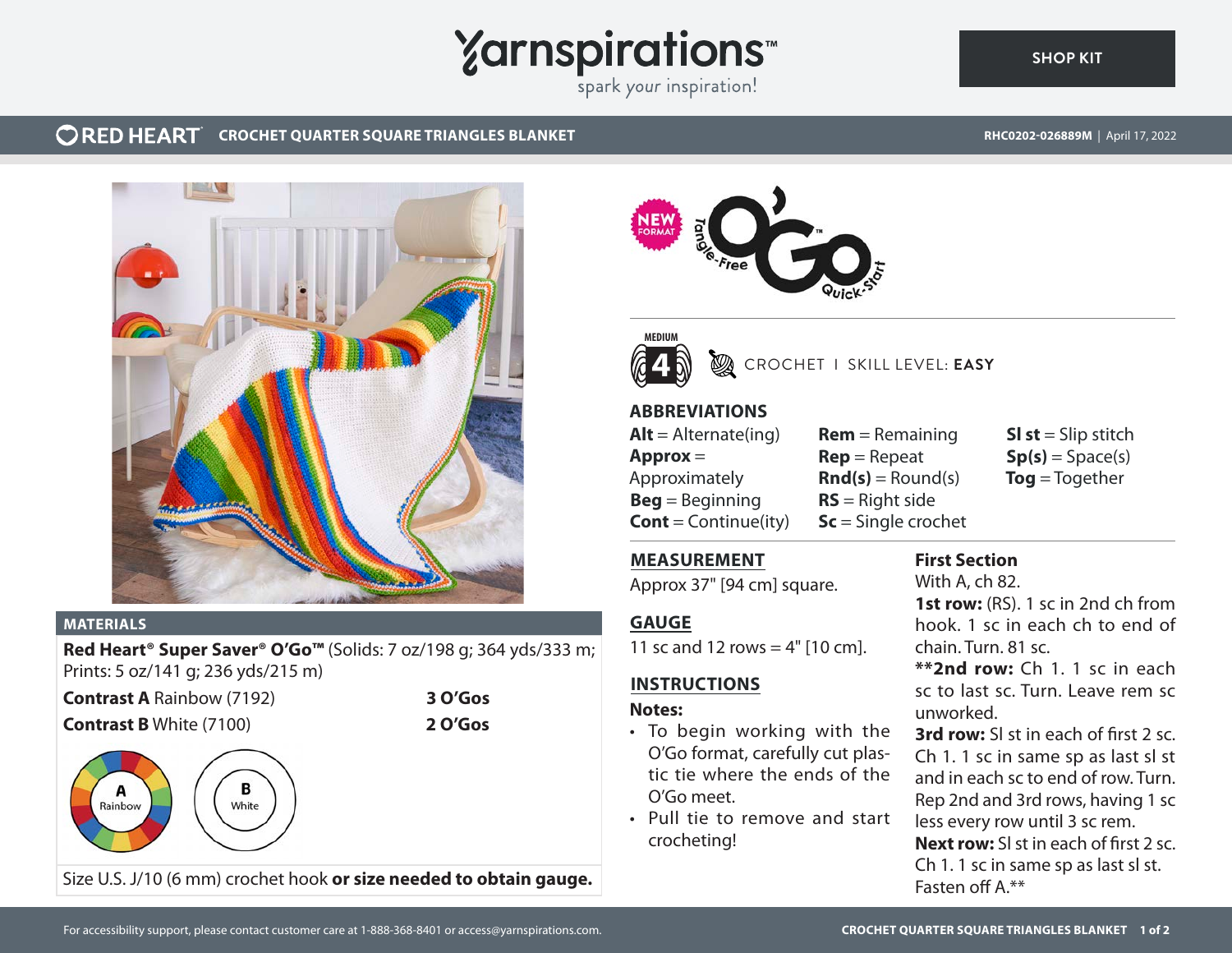# CROCHET QUARTER SQUARE TRIANGLES BLANKET

RHC0202-026889M | April 17, 2022

CROCHET | SKILL LEVEL: **EASY**

## MATERIALS

**Red Heart® Super Saver® O'Go™** (Solids: 7 oz/198 g; 364 yds/333 m; Prints: 5 oz/141 g; 236 yds/215 m)

| | |
|---|---|
| **Contrast A** Rainbow (7192) | **3 O'Gos** |
| **Contrast B** White (7100) | **2 O'Gos** |

Size U.S. J/10 (6 mm) crochet hook **or size needed to obtain gauge.**

## ABBREVIATIONS

**Alt** = Alternate(ing)
**Approx** = Approximately
**Beg** = Beginning
**Cont** = Continue(ity)
**Rem** = Remaining
**Rep** = Repeat
**Rnd(s)** = Round(s)
**RS** = Right side
**Sc** = Single crochet
**Sl st** = Slip stitch
**Sp(s)** = Space(s)
**Tog** = Together

## MEASUREMENT

Approx 37" [94 cm] square.

## GAUGE

11 sc and 12 rows = 4" [10 cm].

## INSTRUCTIONS

**Notes:**

- To begin working with the O'Go format, carefully cut plastic tie where the ends of the O'Go meet.
- Pull tie to remove and start crocheting!

### First Section

With A, ch 82.

**1st row:** (RS). 1 sc in 2nd ch from hook. 1 sc in each ch to end of chain. Turn. 81 sc.

****2nd row:** Ch 1. 1 sc in each sc to last sc. Turn. Leave rem sc unworked.

**3rd row:** Sl st in each of first 2 sc. Ch 1. 1 sc in same sp as last sl st and in each sc to end of row. Turn. Rep 2nd and 3rd rows, having 1 sc less every row until 3 sc rem.

**Next row:** Sl st in each of first 2 sc. Ch 1. 1 sc in same sp as last sl st. Fasten off A.**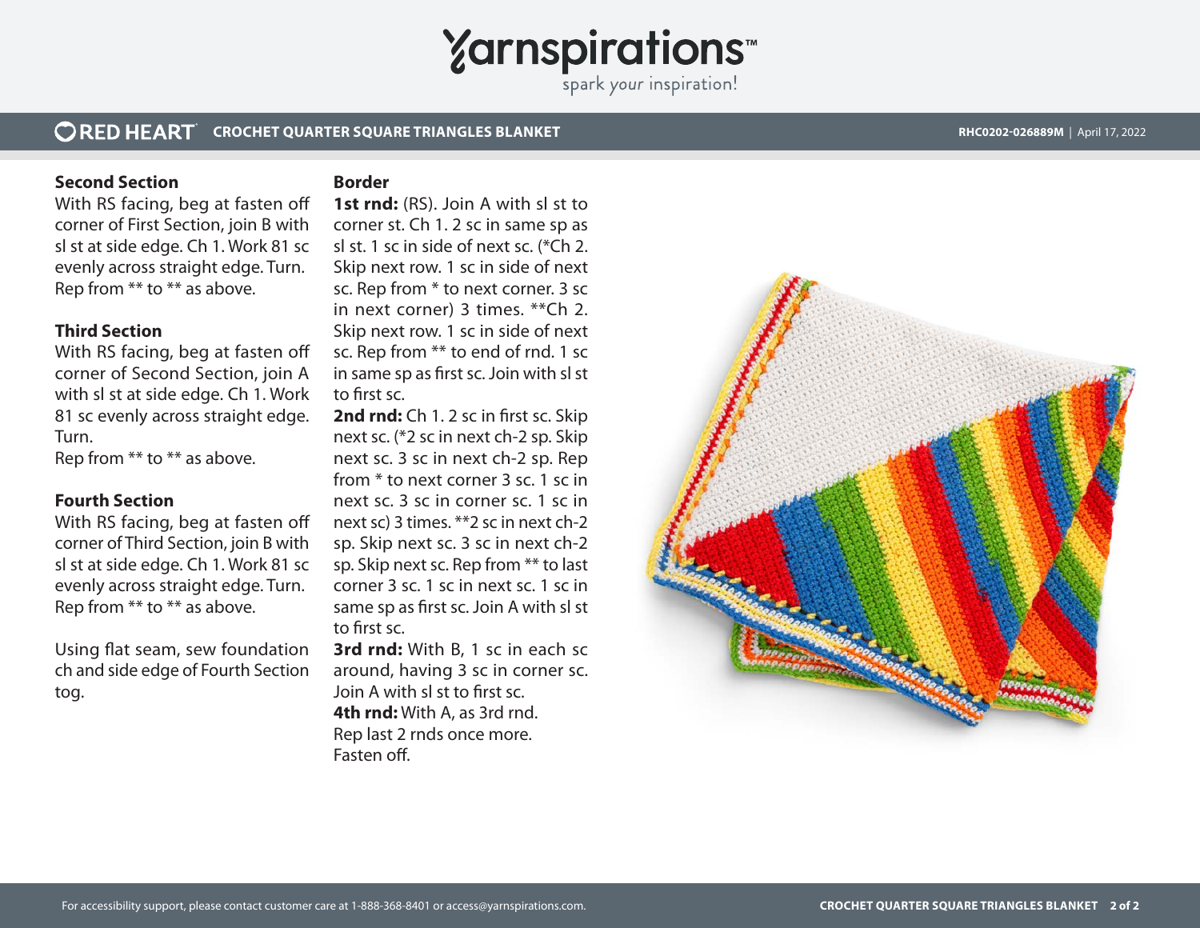### Second Section

With RS facing, beg at fasten off corner of First Section, join B with sl st at side edge. Ch 1. Work 81 sc evenly across straight edge. Turn.
Rep from ** to ** as above.

### Third Section

With RS facing, beg at fasten off corner of Second Section, join A with sl st at side edge. Ch 1. Work 81 sc evenly across straight edge. Turn.
Rep from ** to ** as above.

### Fourth Section

With RS facing, beg at fasten off corner of Third Section, join B with sl st at side edge. Ch 1. Work 81 sc evenly across straight edge. Turn.
Rep from ** to ** as above.

Using flat seam, sew foundation ch and side edge of Fourth Section tog.

### Border

**1st rnd:** (RS). Join A with sl st to corner st. Ch 1. 2 sc in same sp as sl st. 1 sc in side of next sc. (*Ch 2. Skip next row. 1 sc in side of next sc. Rep from * to next corner. 3 sc in next corner) 3 times. **Ch 2. Skip next row. 1 sc in side of next sc. Rep from ** to end of rnd. 1 sc in same sp as first sc. Join with sl st to first sc.

**2nd rnd:** Ch 1. 2 sc in first sc. Skip next sc. (*2 sc in next ch-2 sp. Skip next sc. 3 sc in next ch-2 sp. Rep from * to next corner 3 sc. 1 sc in next sc. 3 sc in corner sc. 1 sc in next sc) 3 times. **2 sc in next ch-2 sp. Skip next sc. 3 sc in next ch-2 sp. Skip next sc. Rep from ** to last corner 3 sc. 1 sc in next sc. 1 sc in same sp as first sc. Join A with sl st to first sc.

**3rd rnd:** With B, 1 sc in each sc around, having 3 sc in corner sc. Join A with sl st to first sc.

**4th rnd:** With A, as 3rd rnd.

Rep last 2 rnds once more.

Fasten off.

For accessibility support, please contact customer care at 1-888-368-8401 or access@yarnspirations.com.